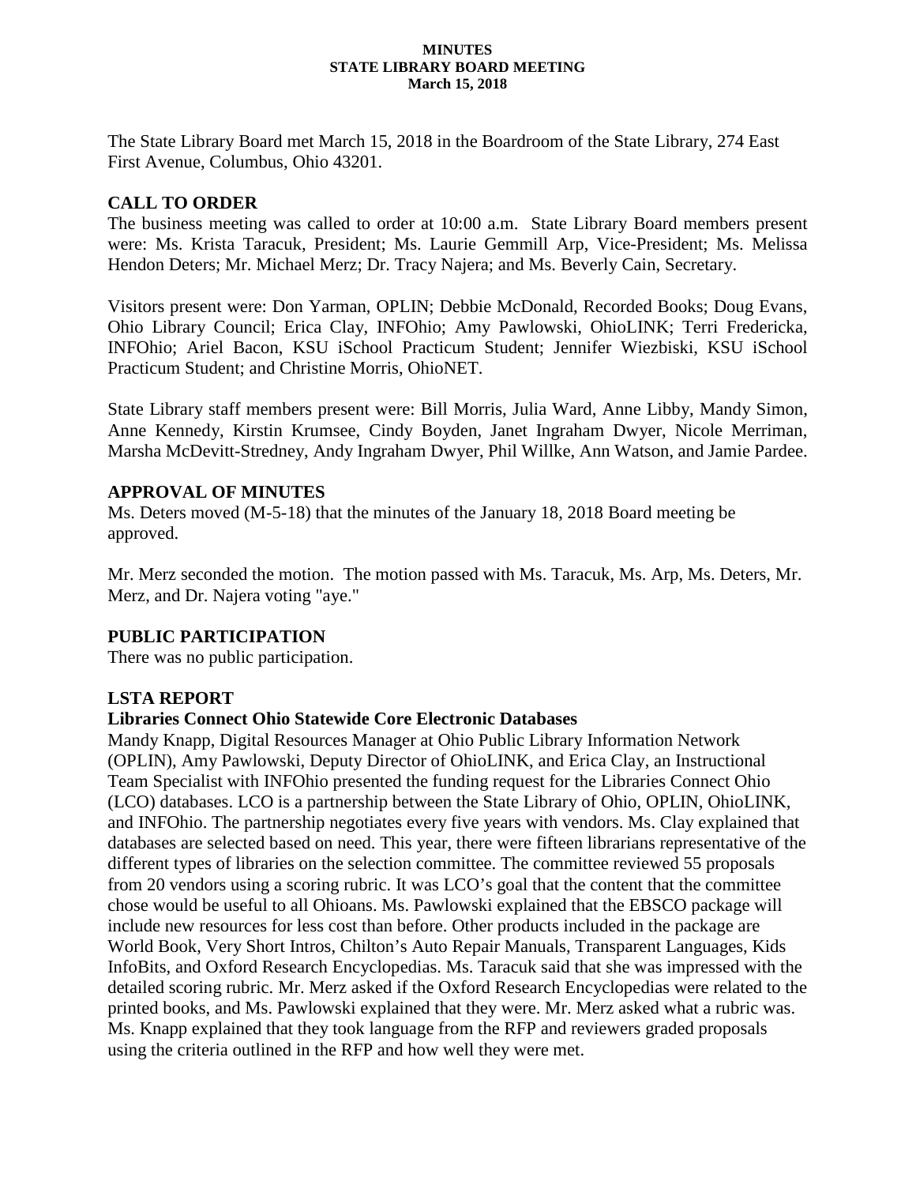**MINUTES**
**STATE LIBRARY BOARD MEETING**
**March 15, 2018**

The State Library Board met March 15, 2018 in the Boardroom of the State Library, 274 East First Avenue, Columbus, Ohio 43201.

## CALL TO ORDER

The business meeting was called to order at 10:00 a.m. State Library Board members present were: Ms. Krista Taracuk, President; Ms. Laurie Gemmill Arp, Vice-President; Ms. Melissa Hendon Deters; Mr. Michael Merz; Dr. Tracy Najera; and Ms. Beverly Cain, Secretary.

Visitors present were: Don Yarman, OPLIN; Debbie McDonald, Recorded Books; Doug Evans, Ohio Library Council; Erica Clay, INFOhio; Amy Pawlowski, OhioLINK; Terri Fredericka, INFOhio; Ariel Bacon, KSU iSchool Practicum Student; Jennifer Wiezbiski, KSU iSchool Practicum Student; and Christine Morris, OhioNET.

State Library staff members present were: Bill Morris, Julia Ward, Anne Libby, Mandy Simon, Anne Kennedy, Kirstin Krumsee, Cindy Boyden, Janet Ingraham Dwyer, Nicole Merriman, Marsha McDevitt-Stredney, Andy Ingraham Dwyer, Phil Willke, Ann Watson, and Jamie Pardee.

## APPROVAL OF MINUTES

Ms. Deters moved (M-5-18) that the minutes of the January 18, 2018 Board meeting be approved.

Mr. Merz seconded the motion. The motion passed with Ms. Taracuk, Ms. Arp, Ms. Deters, Mr. Merz, and Dr. Najera voting "aye."

## PUBLIC PARTICIPATION

There was no public participation.

## LSTA REPORT

### Libraries Connect Ohio Statewide Core Electronic Databases

Mandy Knapp, Digital Resources Manager at Ohio Public Library Information Network (OPLIN), Amy Pawlowski, Deputy Director of OhioLINK, and Erica Clay, an Instructional Team Specialist with INFOhio presented the funding request for the Libraries Connect Ohio (LCO) databases. LCO is a partnership between the State Library of Ohio, OPLIN, OhioLINK, and INFOhio. The partnership negotiates every five years with vendors. Ms. Clay explained that databases are selected based on need. This year, there were fifteen librarians representative of the different types of libraries on the selection committee. The committee reviewed 55 proposals from 20 vendors using a scoring rubric. It was LCO's goal that the content that the committee chose would be useful to all Ohioans. Ms. Pawlowski explained that the EBSCO package will include new resources for less cost than before. Other products included in the package are World Book, Very Short Intros, Chilton's Auto Repair Manuals, Transparent Languages, Kids InfoBits, and Oxford Research Encyclopedias. Ms. Taracuk said that she was impressed with the detailed scoring rubric. Mr. Merz asked if the Oxford Research Encyclopedias were related to the printed books, and Ms. Pawlowski explained that they were. Mr. Merz asked what a rubric was. Ms. Knapp explained that they took language from the RFP and reviewers graded proposals using the criteria outlined in the RFP and how well they were met.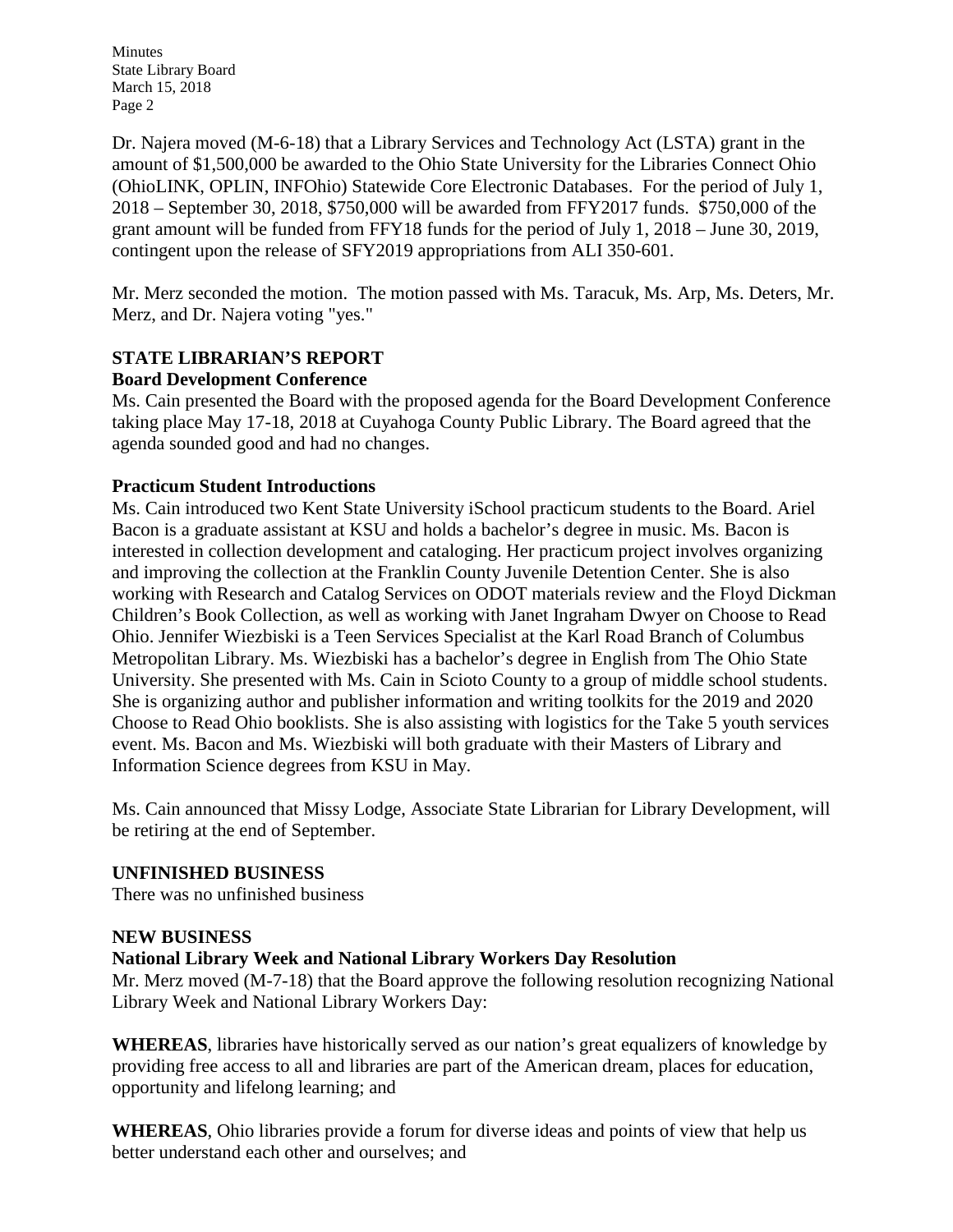Dr. Najera moved (M-6-18) that a Library Services and Technology Act (LSTA) grant in the amount of $1,500,000 be awarded to the Ohio State University for the Libraries Connect Ohio (OhioLINK, OPLIN, INFOhio) Statewide Core Electronic Databases. For the period of July 1, 2018 – September 30, 2018, $750,000 will be awarded from FFY2017 funds. $750,000 of the grant amount will be funded from FFY18 funds for the period of July 1, 2018 – June 30, 2019, contingent upon the release of SFY2019 appropriations from ALI 350-601.

Mr. Merz seconded the motion. The motion passed with Ms. Taracuk, Ms. Arp, Ms. Deters, Mr. Merz, and Dr. Najera voting "yes."

## STATE LIBRARIAN'S REPORT

### Board Development Conference

Ms. Cain presented the Board with the proposed agenda for the Board Development Conference taking place May 17-18, 2018 at Cuyahoga County Public Library. The Board agreed that the agenda sounded good and had no changes.

### Practicum Student Introductions

Ms. Cain introduced two Kent State University iSchool practicum students to the Board. Ariel Bacon is a graduate assistant at KSU and holds a bachelor's degree in music. Ms. Bacon is interested in collection development and cataloging. Her practicum project involves organizing and improving the collection at the Franklin County Juvenile Detention Center. She is also working with Research and Catalog Services on ODOT materials review and the Floyd Dickman Children's Book Collection, as well as working with Janet Ingraham Dwyer on Choose to Read Ohio. Jennifer Wiezbiski is a Teen Services Specialist at the Karl Road Branch of Columbus Metropolitan Library. Ms. Wiezbiski has a bachelor's degree in English from The Ohio State University. She presented with Ms. Cain in Scioto County to a group of middle school students. She is organizing author and publisher information and writing toolkits for the 2019 and 2020 Choose to Read Ohio booklists. She is also assisting with logistics for the Take 5 youth services event. Ms. Bacon and Ms. Wiezbiski will both graduate with their Masters of Library and Information Science degrees from KSU in May.

Ms. Cain announced that Missy Lodge, Associate State Librarian for Library Development, will be retiring at the end of September.

## UNFINISHED BUSINESS

There was no unfinished business

## NEW BUSINESS

### National Library Week and National Library Workers Day Resolution

Mr. Merz moved (M-7-18) that the Board approve the following resolution recognizing National Library Week and National Library Workers Day:

**WHEREAS**, libraries have historically served as our nation's great equalizers of knowledge by providing free access to all and libraries are part of the American dream, places for education, opportunity and lifelong learning; and

**WHEREAS**, Ohio libraries provide a forum for diverse ideas and points of view that help us better understand each other and ourselves; and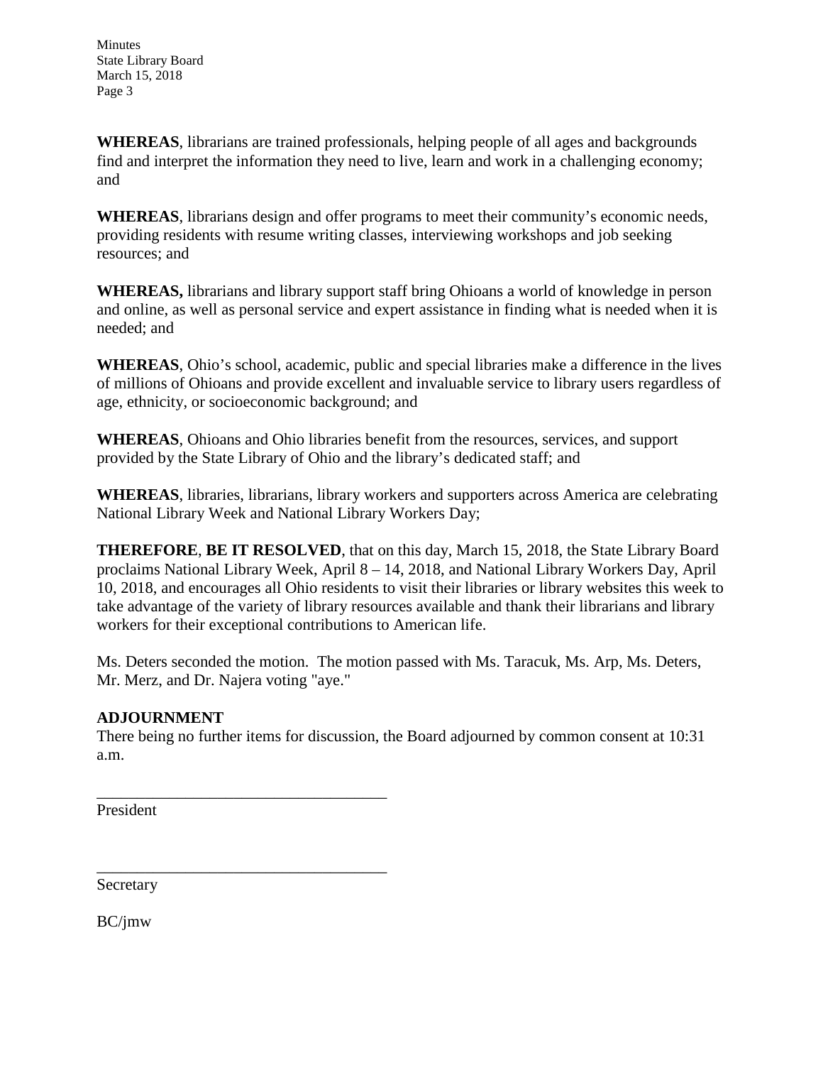**WHEREAS**, librarians are trained professionals, helping people of all ages and backgrounds find and interpret the information they need to live, learn and work in a challenging economy; and

**WHEREAS**, librarians design and offer programs to meet their community's economic needs, providing residents with resume writing classes, interviewing workshops and job seeking resources; and

**WHEREAS,** librarians and library support staff bring Ohioans a world of knowledge in person and online, as well as personal service and expert assistance in finding what is needed when it is needed; and

**WHEREAS**, Ohio's school, academic, public and special libraries make a difference in the lives of millions of Ohioans and provide excellent and invaluable service to library users regardless of age, ethnicity, or socioeconomic background; and

**WHEREAS**, Ohioans and Ohio libraries benefit from the resources, services, and support provided by the State Library of Ohio and the library's dedicated staff; and

**WHEREAS**, libraries, librarians, library workers and supporters across America are celebrating National Library Week and National Library Workers Day;

**THEREFORE**, **BE IT RESOLVED**, that on this day, March 15, 2018, the State Library Board proclaims National Library Week, April 8 – 14, 2018, and National Library Workers Day, April 10, 2018, and encourages all Ohio residents to visit their libraries or library websites this week to take advantage of the variety of library resources available and thank their librarians and library workers for their exceptional contributions to American life.

Ms. Deters seconded the motion. The motion passed with Ms. Taracuk, Ms. Arp, Ms. Deters, Mr. Merz, and Dr. Najera voting "aye."

**ADJOURNMENT**

There being no further items for discussion, the Board adjourned by common consent at 10:31 a.m.

____________________________________

President

____________________________________

Secretary

BC/jmw